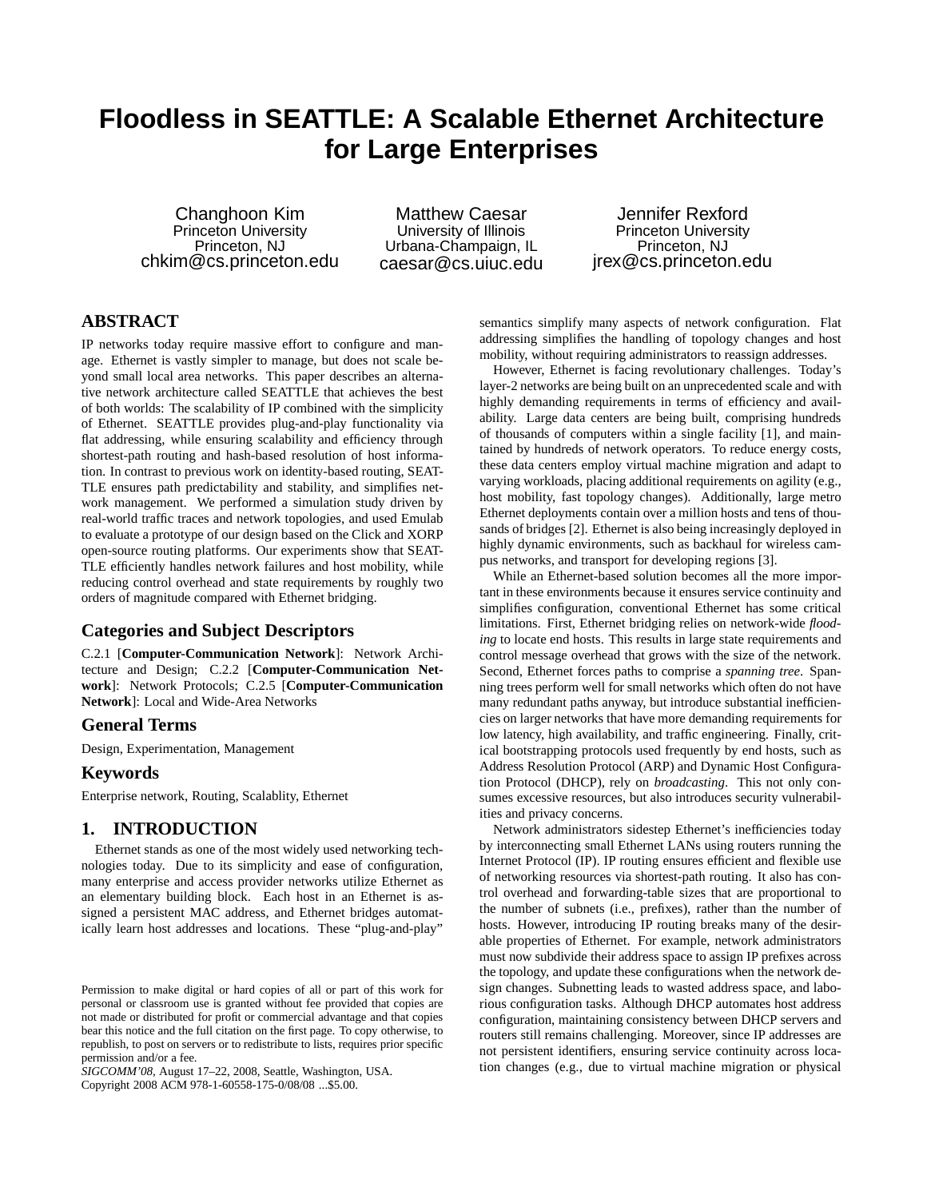# Floodless in SEATTLE: A Scalable Ethernet Architecture for Large Enterprises

Changhoon Kim
Princeton University
Princeton, NJ
chkim@cs.princeton.edu

Matthew Caesar
University of Illinois
Urbana-Champaign, IL
caesar@cs.uiuc.edu

Jennifer Rexford
Princeton University
Princeton, NJ
jrex@cs.princeton.edu

## ABSTRACT

IP networks today require massive effort to configure and manage. Ethernet is vastly simpler to manage, but does not scale beyond small local area networks. This paper describes an alternative network architecture called SEATTLE that achieves the best of both worlds: The scalability of IP combined with the simplicity of Ethernet. SEATTLE provides plug-and-play functionality via flat addressing, while ensuring scalability and efficiency through shortest-path routing and hash-based resolution of host information. In contrast to previous work on identity-based routing, SEATTLE ensures path predictability and stability, and simplifies network management. We performed a simulation study driven by real-world traffic traces and network topologies, and used Emulab to evaluate a prototype of our design based on the Click and XORP open-source routing platforms. Our experiments show that SEATTLE efficiently handles network failures and host mobility, while reducing control overhead and state requirements by roughly two orders of magnitude compared with Ethernet bridging.

## Categories and Subject Descriptors

C.2.1 [**Computer-Communication Network**]: Network Architecture and Design; C.2.2 [**Computer-Communication Network**]: Network Protocols; C.2.5 [**Computer-Communication Network**]: Local and Wide-Area Networks

## General Terms

Design, Experimentation, Management

## Keywords

Enterprise network, Routing, Scalablity, Ethernet

## 1. INTRODUCTION

Ethernet stands as one of the most widely used networking technologies today. Due to its simplicity and ease of configuration, many enterprise and access provider networks utilize Ethernet as an elementary building block. Each host in an Ethernet is assigned a persistent MAC address, and Ethernet bridges automatically learn host addresses and locations. These "plug-and-play" semantics simplify many aspects of network configuration. Flat addressing simplifies the handling of topology changes and host mobility, without requiring administrators to reassign addresses.

However, Ethernet is facing revolutionary challenges. Today's layer-2 networks are being built on an unprecedented scale and with highly demanding requirements in terms of efficiency and availability. Large data centers are being built, comprising hundreds of thousands of computers within a single facility [1], and maintained by hundreds of network operators. To reduce energy costs, these data centers employ virtual machine migration and adapt to varying workloads, placing additional requirements on agility (e.g., host mobility, fast topology changes). Additionally, large metro Ethernet deployments contain over a million hosts and tens of thousands of bridges [2]. Ethernet is also being increasingly deployed in highly dynamic environments, such as backhaul for wireless campus networks, and transport for developing regions [3].

While an Ethernet-based solution becomes all the more important in these environments because it ensures service continuity and simplifies configuration, conventional Ethernet has some critical limitations. First, Ethernet bridging relies on network-wide *flooding* to locate end hosts. This results in large state requirements and control message overhead that grows with the size of the network. Second, Ethernet forces paths to comprise a *spanning tree*. Spanning trees perform well for small networks which often do not have many redundant paths anyway, but introduce substantial inefficiencies on larger networks that have more demanding requirements for low latency, high availability, and traffic engineering. Finally, critical bootstrapping protocols used frequently by end hosts, such as Address Resolution Protocol (ARP) and Dynamic Host Configuration Protocol (DHCP), rely on *broadcasting*. This not only consumes excessive resources, but also introduces security vulnerabilities and privacy concerns.

Network administrators sidestep Ethernet's inefficiencies today by interconnecting small Ethernet LANs using routers running the Internet Protocol (IP). IP routing ensures efficient and flexible use of networking resources via shortest-path routing. It also has control overhead and forwarding-table sizes that are proportional to the number of subnets (i.e., prefixes), rather than the number of hosts. However, introducing IP routing breaks many of the desirable properties of Ethernet. For example, network administrators must now subdivide their address space to assign IP prefixes across the topology, and update these configurations when the network design changes. Subnetting leads to wasted address space, and laborious configuration tasks. Although DHCP automates host address configuration, maintaining consistency between DHCP servers and routers still remains challenging. Moreover, since IP addresses are not persistent identifiers, ensuring service continuity across location changes (e.g., due to virtual machine migration or physical

Permission to make digital or hard copies of all or part of this work for personal or classroom use is granted without fee provided that copies are not made or distributed for profit or commercial advantage and that copies bear this notice and the full citation on the first page. To copy otherwise, to republish, to post on servers or to redistribute to lists, requires prior specific permission and/or a fee.
*SIGCOMM'08*, August 17–22, 2008, Seattle, Washington, USA.
Copyright 2008 ACM 978-1-60558-175-0/08/08 ...$5.00.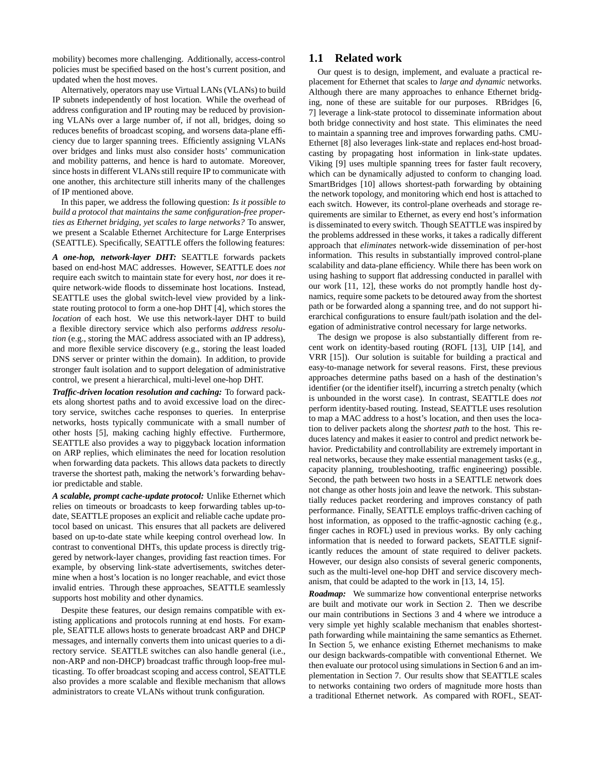mobility) becomes more challenging. Additionally, access-control policies must be specified based on the host's current position, and updated when the host moves.

Alternatively, operators may use Virtual LANs (VLANs) to build IP subnets independently of host location. While the overhead of address configuration and IP routing may be reduced by provisioning VLANs over a large number of, if not all, bridges, doing so reduces benefits of broadcast scoping, and worsens data-plane efficiency due to larger spanning trees. Efficiently assigning VLANs over bridges and links must also consider hosts' communication and mobility patterns, and hence is hard to automate. Moreover, since hosts in different VLANs still require IP to communicate with one another, this architecture still inherits many of the challenges of IP mentioned above.

In this paper, we address the following question: *Is it possible to build a protocol that maintains the same configuration-free properties as Ethernet bridging, yet scales to large networks?* To answer, we present a Scalable Ethernet Architecture for Large Enterprises (SEATTLE). Specifically, SEATTLE offers the following features:

***A one-hop, network-layer DHT:*** SEATTLE forwards packets based on end-host MAC addresses. However, SEATTLE does *not* require each switch to maintain state for every host, *nor* does it require network-wide floods to disseminate host locations. Instead, SEATTLE uses the global switch-level view provided by a link-state routing protocol to form a one-hop DHT [4], which stores the *location* of each host. We use this network-layer DHT to build a flexible directory service which also performs *address resolution* (e.g., storing the MAC address associated with an IP address), and more flexible service discovery (e.g., storing the least loaded DNS server or printer within the domain). In addition, to provide stronger fault isolation and to support delegation of administrative control, we present a hierarchical, multi-level one-hop DHT.

***Traffic-driven location resolution and caching:*** To forward packets along shortest paths and to avoid excessive load on the directory service, switches cache responses to queries. In enterprise networks, hosts typically communicate with a small number of other hosts [5], making caching highly effective. Furthermore, SEATTLE also provides a way to piggyback location information on ARP replies, which eliminates the need for location resolution when forwarding data packets. This allows data packets to directly traverse the shortest path, making the network's forwarding behavior predictable and stable.

***A scalable, prompt cache-update protocol:*** Unlike Ethernet which relies on timeouts or broadcasts to keep forwarding tables up-to-date, SEATTLE proposes an explicit and reliable cache update protocol based on unicast. This ensures that all packets are delivered based on up-to-date state while keeping control overhead low. In contrast to conventional DHTs, this update process is directly triggered by network-layer changes, providing fast reaction times. For example, by observing link-state advertisements, switches determine when a host's location is no longer reachable, and evict those invalid entries. Through these approaches, SEATTLE seamlessly supports host mobility and other dynamics.

Despite these features, our design remains compatible with existing applications and protocols running at end hosts. For example, SEATTLE allows hosts to generate broadcast ARP and DHCP messages, and internally converts them into unicast queries to a directory service. SEATTLE switches can also handle general (i.e., non-ARP and non-DHCP) broadcast traffic through loop-free multicasting. To offer broadcast scoping and access control, SEATTLE also provides a more scalable and flexible mechanism that allows administrators to create VLANs without trunk configuration.

## 1.1 Related work

Our quest is to design, implement, and evaluate a practical replacement for Ethernet that scales to *large and dynamic* networks. Although there are many approaches to enhance Ethernet bridging, none of these are suitable for our purposes. RBridges [6, 7] leverage a link-state protocol to disseminate information about both bridge connectivity and host state. This eliminates the need to maintain a spanning tree and improves forwarding paths. CMU-Ethernet [8] also leverages link-state and replaces end-host broadcasting by propagating host information in link-state updates. Viking [9] uses multiple spanning trees for faster fault recovery, which can be dynamically adjusted to conform to changing load. SmartBridges [10] allows shortest-path forwarding by obtaining the network topology, and monitoring which end host is attached to each switch. However, its control-plane overheads and storage requirements are similar to Ethernet, as every end host's information is disseminated to every switch. Though SEATTLE was inspired by the problems addressed in these works, it takes a radically different approach that *eliminates* network-wide dissemination of per-host information. This results in substantially improved control-plane scalability and data-plane efficiency. While there has been work on using hashing to support flat addressing conducted in parallel with our work [11, 12], these works do not promptly handle host dynamics, require some packets to be detoured away from the shortest path or be forwarded along a spanning tree, and do not support hierarchical configurations to ensure fault/path isolation and the delegation of administrative control necessary for large networks.

The design we propose is also substantially different from recent work on identity-based routing (ROFL [13], UIP [14], and VRR [15]). Our solution is suitable for building a practical and easy-to-manage network for several reasons. First, these previous approaches determine paths based on a hash of the destination's identifier (or the identifier itself), incurring a stretch penalty (which is unbounded in the worst case). In contrast, SEATTLE does *not* perform identity-based routing. Instead, SEATTLE uses resolution to map a MAC address to a host's location, and then uses the location to deliver packets along the *shortest path* to the host. This reduces latency and makes it easier to control and predict network behavior. Predictability and controllability are extremely important in real networks, because they make essential management tasks (e.g., capacity planning, troubleshooting, traffic engineering) possible. Second, the path between two hosts in a SEATTLE network does not change as other hosts join and leave the network. This substantially reduces packet reordering and improves constancy of path performance. Finally, SEATTLE employs traffic-driven caching of host information, as opposed to the traffic-agnostic caching (e.g., finger caches in ROFL) used in previous works. By only caching information that is needed to forward packets, SEATTLE significantly reduces the amount of state required to deliver packets. However, our design also consists of several generic components, such as the multi-level one-hop DHT and service discovery mechanism, that could be adapted to the work in [13, 14, 15].

***Roadmap:*** We summarize how conventional enterprise networks are built and motivate our work in Section 2. Then we describe our main contributions in Sections 3 and 4 where we introduce a very simple yet highly scalable mechanism that enables shortest-path forwarding while maintaining the same semantics as Ethernet. In Section 5, we enhance existing Ethernet mechanisms to make our design backwards-compatible with conventional Ethernet. We then evaluate our protocol using simulations in Section 6 and an implementation in Section 7. Our results show that SEATTLE scales to networks containing two orders of magnitude more hosts than a traditional Ethernet network. As compared with ROFL, SEAT-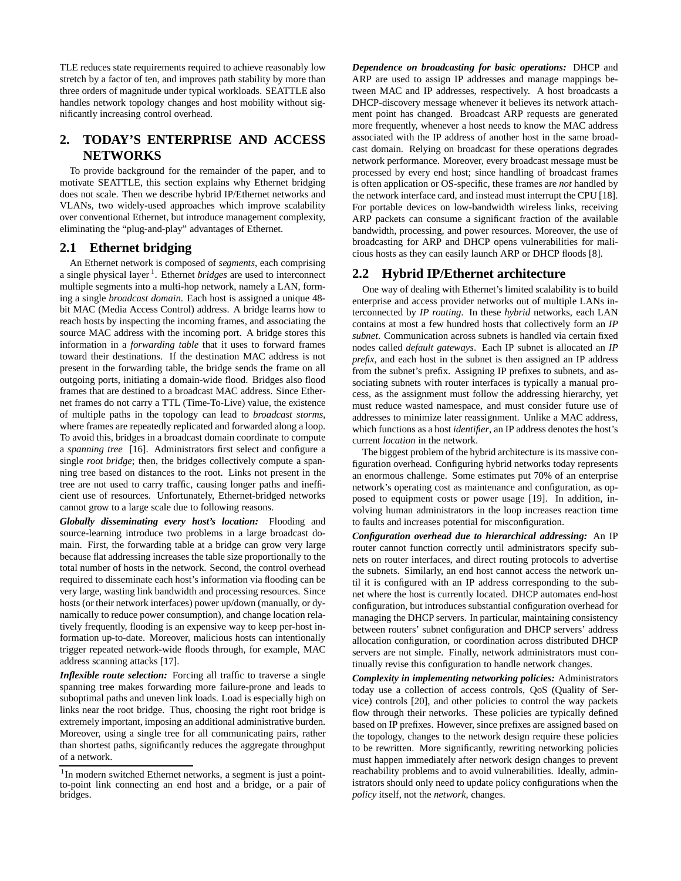TLE reduces state requirements required to achieve reasonably low stretch by a factor of ten, and improves path stability by more than three orders of magnitude under typical workloads. SEATTLE also handles network topology changes and host mobility without significantly increasing control overhead.

## 2. TODAY'S ENTERPRISE AND ACCESS NETWORKS

To provide background for the remainder of the paper, and to motivate SEATTLE, this section explains why Ethernet bridging does not scale. Then we describe hybrid IP/Ethernet networks and VLANs, two widely-used approaches which improve scalability over conventional Ethernet, but introduce management complexity, eliminating the "plug-and-play" advantages of Ethernet.

### 2.1 Ethernet bridging

An Ethernet network is composed of *segments*, each comprising a single physical layer [1]. Ethernet *bridges* are used to interconnect multiple segments into a multi-hop network, namely a LAN, forming a single *broadcast domain*. Each host is assigned a unique 48-bit MAC (Media Access Control) address. A bridge learns how to reach hosts by inspecting the incoming frames, and associating the source MAC address with the incoming port. A bridge stores this information in a *forwarding table* that it uses to forward frames toward their destinations. If the destination MAC address is not present in the forwarding table, the bridge sends the frame on all outgoing ports, initiating a domain-wide flood. Bridges also flood frames that are destined to a broadcast MAC address. Since Ethernet frames do not carry a TTL (Time-To-Live) value, the existence of multiple paths in the topology can lead to *broadcast storms*, where frames are repeatedly replicated and forwarded along a loop. To avoid this, bridges in a broadcast domain coordinate to compute a *spanning tree* [16]. Administrators first select and configure a single *root bridge*; then, the bridges collectively compute a spanning tree based on distances to the root. Links not present in the tree are not used to carry traffic, causing longer paths and inefficient use of resources. Unfortunately, Ethernet-bridged networks cannot grow to a large scale due to following reasons.

***Globally disseminating every host's location:*** Flooding and source-learning introduce two problems in a large broadcast domain. First, the forwarding table at a bridge can grow very large because flat addressing increases the table size proportionally to the total number of hosts in the network. Second, the control overhead required to disseminate each host's information via flooding can be very large, wasting link bandwidth and processing resources. Since hosts (or their network interfaces) power up/down (manually, or dynamically to reduce power consumption), and change location relatively frequently, flooding is an expensive way to keep per-host information up-to-date. Moreover, malicious hosts can intentionally trigger repeated network-wide floods through, for example, MAC address scanning attacks [17].

***Inflexible route selection:*** Forcing all traffic to traverse a single spanning tree makes forwarding more failure-prone and leads to suboptimal paths and uneven link loads. Load is especially high on links near the root bridge. Thus, choosing the right root bridge is extremely important, imposing an additional administrative burden. Moreover, using a single tree for all communicating pairs, rather than shortest paths, significantly reduces the aggregate throughput of a network.

[1] In modern switched Ethernet networks, a segment is just a point-to-point link connecting an end host and a bridge, or a pair of bridges.

***Dependence on broadcasting for basic operations:*** DHCP and ARP are used to assign IP addresses and manage mappings between MAC and IP addresses, respectively. A host broadcasts a DHCP-discovery message whenever it believes its network attachment point has changed. Broadcast ARP requests are generated more frequently, whenever a host needs to know the MAC address associated with the IP address of another host in the same broadcast domain. Relying on broadcast for these operations degrades network performance. Moreover, every broadcast message must be processed by every end host; since handling of broadcast frames is often application or OS-specific, these frames are *not* handled by the network interface card, and instead must interrupt the CPU [18]. For portable devices on low-bandwidth wireless links, receiving ARP packets can consume a significant fraction of the available bandwidth, processing, and power resources. Moreover, the use of broadcasting for ARP and DHCP opens vulnerabilities for malicious hosts as they can easily launch ARP or DHCP floods [8].

### 2.2 Hybrid IP/Ethernet architecture

One way of dealing with Ethernet's limited scalability is to build enterprise and access provider networks out of multiple LANs interconnected by *IP routing*. In these *hybrid* networks, each LAN contains at most a few hundred hosts that collectively form an *IP subnet*. Communication across subnets is handled via certain fixed nodes called *default gateways*. Each IP subnet is allocated an *IP prefix*, and each host in the subnet is then assigned an IP address from the subnet's prefix. Assigning IP prefixes to subnets, and associating subnets with router interfaces is typically a manual process, as the assignment must follow the addressing hierarchy, yet must reduce wasted namespace, and must consider future use of addresses to minimize later reassignment. Unlike a MAC address, which functions as a host *identifier*, an IP address denotes the host's current *location* in the network.

The biggest problem of the hybrid architecture is its massive configuration overhead. Configuring hybrid networks today represents an enormous challenge. Some estimates put 70% of an enterprise network's operating cost as maintenance and configuration, as opposed to equipment costs or power usage [19]. In addition, involving human administrators in the loop increases reaction time to faults and increases potential for misconfiguration.

***Configuration overhead due to hierarchical addressing:*** An IP router cannot function correctly until administrators specify subnets on router interfaces, and direct routing protocols to advertise the subnets. Similarly, an end host cannot access the network until it is configured with an IP address corresponding to the subnet where the host is currently located. DHCP automates end-host configuration, but introduces substantial configuration overhead for managing the DHCP servers. In particular, maintaining consistency between routers' subnet configuration and DHCP servers' address allocation configuration, or coordination across distributed DHCP servers are not simple. Finally, network administrators must continually revise this configuration to handle network changes.

***Complexity in implementing networking policies:*** Administrators today use a collection of access controls, QoS (Quality of Service) controls [20], and other policies to control the way packets flow through their networks. These policies are typically defined based on IP prefixes. However, since prefixes are assigned based on the topology, changes to the network design require these policies to be rewritten. More significantly, rewriting networking policies must happen immediately after network design changes to prevent reachability problems and to avoid vulnerabilities. Ideally, administrators should only need to update policy configurations when the *policy* itself, not the *network*, changes.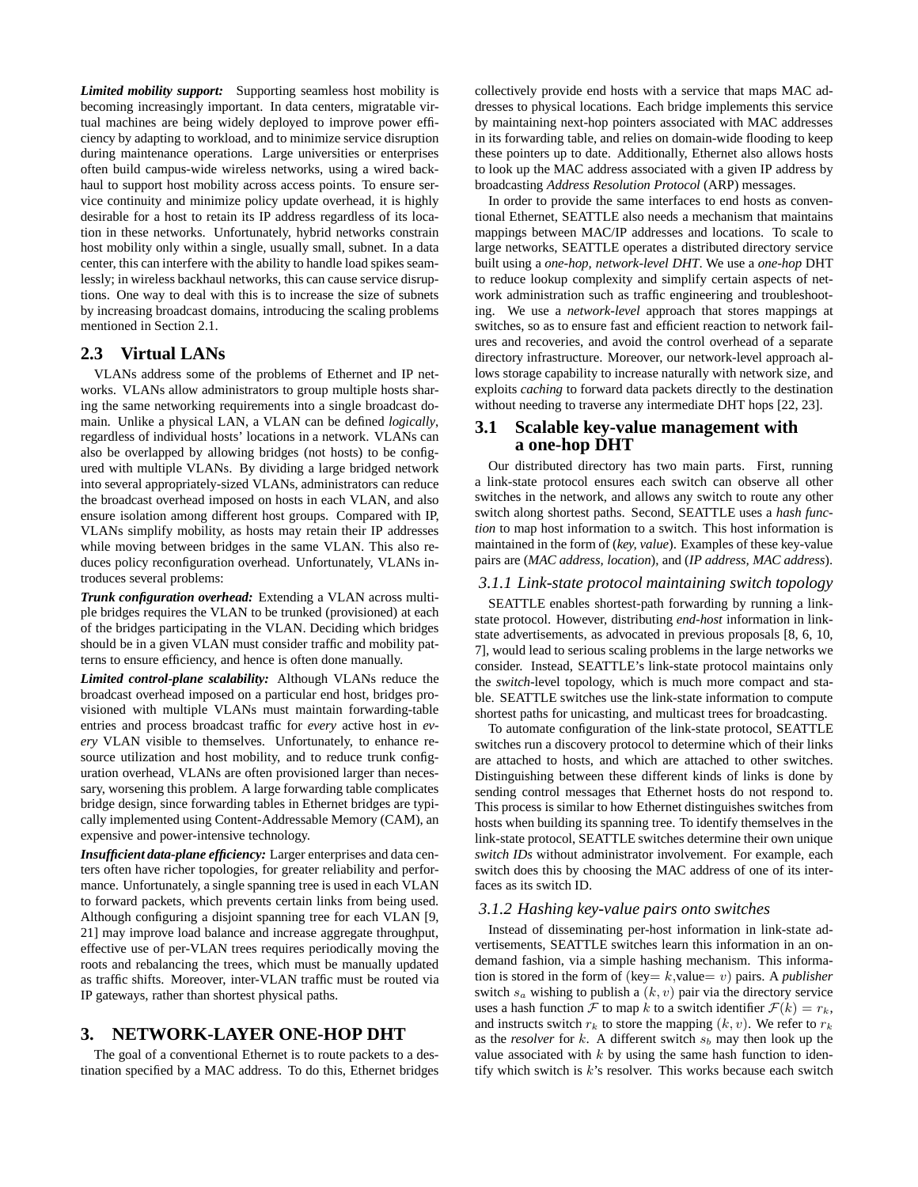***Limited mobility support:*** Supporting seamless host mobility is becoming increasingly important. In data centers, migratable virtual machines are being widely deployed to improve power efficiency by adapting to workload, and to minimize service disruption during maintenance operations. Large universities or enterprises often build campus-wide wireless networks, using a wired backhaul to support host mobility across access points. To ensure service continuity and minimize policy update overhead, it is highly desirable for a host to retain its IP address regardless of its location in these networks. Unfortunately, hybrid networks constrain host mobility only within a single, usually small, subnet. In a data center, this can interfere with the ability to handle load spikes seamlessly; in wireless backhaul networks, this can cause service disruptions. One way to deal with this is to increase the size of subnets by increasing broadcast domains, introducing the scaling problems mentioned in Section 2.1.

## 2.3 Virtual LANs

VLANs address some of the problems of Ethernet and IP networks. VLANs allow administrators to group multiple hosts sharing the same networking requirements into a single broadcast domain. Unlike a physical LAN, a VLAN can be defined *logically*, regardless of individual hosts' locations in a network. VLANs can also be overlapped by allowing bridges (not hosts) to be configured with multiple VLANs. By dividing a large bridged network into several appropriately-sized VLANs, administrators can reduce the broadcast overhead imposed on hosts in each VLAN, and also ensure isolation among different host groups. Compared with IP, VLANs simplify mobility, as hosts may retain their IP addresses while moving between bridges in the same VLAN. This also reduces policy reconfiguration overhead. Unfortunately, VLANs introduces several problems:

***Trunk configuration overhead:*** Extending a VLAN across multiple bridges requires the VLAN to be trunked (provisioned) at each of the bridges participating in the VLAN. Deciding which bridges should be in a given VLAN must consider traffic and mobility patterns to ensure efficiency, and hence is often done manually.

***Limited control-plane scalability:*** Although VLANs reduce the broadcast overhead imposed on a particular end host, bridges provisioned with multiple VLANs must maintain forwarding-table entries and process broadcast traffic for *every* active host in *every* VLAN visible to themselves. Unfortunately, to enhance resource utilization and host mobility, and to reduce trunk configuration overhead, VLANs are often provisioned larger than necessary, worsening this problem. A large forwarding table complicates bridge design, since forwarding tables in Ethernet bridges are typically implemented using Content-Addressable Memory (CAM), an expensive and power-intensive technology.

***Insufficient data-plane efficiency:*** Larger enterprises and data centers often have richer topologies, for greater reliability and performance. Unfortunately, a single spanning tree is used in each VLAN to forward packets, which prevents certain links from being used. Although configuring a disjoint spanning tree for each VLAN [9, 21] may improve load balance and increase aggregate throughput, effective use of per-VLAN trees requires periodically moving the roots and rebalancing the trees, which must be manually updated as traffic shifts. Moreover, inter-VLAN traffic must be routed via IP gateways, rather than shortest physical paths.

# 3. NETWORK-LAYER ONE-HOP DHT

The goal of a conventional Ethernet is to route packets to a destination specified by a MAC address. To do this, Ethernet bridges collectively provide end hosts with a service that maps MAC addresses to physical locations. Each bridge implements this service by maintaining next-hop pointers associated with MAC addresses in its forwarding table, and relies on domain-wide flooding to keep these pointers up to date. Additionally, Ethernet also allows hosts to look up the MAC address associated with a given IP address by broadcasting *Address Resolution Protocol* (ARP) messages.

In order to provide the same interfaces to end hosts as conventional Ethernet, SEATTLE also needs a mechanism that maintains mappings between MAC/IP addresses and locations. To scale to large networks, SEATTLE operates a distributed directory service built using a *one-hop, network-level DHT*. We use a *one-hop* DHT to reduce lookup complexity and simplify certain aspects of network administration such as traffic engineering and troubleshooting. We use a *network-level* approach that stores mappings at switches, so as to ensure fast and efficient reaction to network failures and recoveries, and avoid the control overhead of a separate directory infrastructure. Moreover, our network-level approach allows storage capability to increase naturally with network size, and exploits *caching* to forward data packets directly to the destination without needing to traverse any intermediate DHT hops [22, 23].

## 3.1 Scalable key-value management with a one-hop DHT

Our distributed directory has two main parts. First, running a link-state protocol ensures each switch can observe all other switches in the network, and allows any switch to route any other switch along shortest paths. Second, SEATTLE uses a *hash function* to map host information to a switch. This host information is maintained in the form of (*key, value*). Examples of these key-value pairs are (*MAC address, location*), and (*IP address, MAC address*).

### 3.1.1 Link-state protocol maintaining switch topology

SEATTLE enables shortest-path forwarding by running a link-state protocol. However, distributing *end-host* information in link-state advertisements, as advocated in previous proposals [8, 6, 10, 7], would lead to serious scaling problems in the large networks we consider. Instead, SEATTLE's link-state protocol maintains only the *switch*-level topology, which is much more compact and stable. SEATTLE switches use the link-state information to compute shortest paths for unicasting, and multicast trees for broadcasting.

To automate configuration of the link-state protocol, SEATTLE switches run a discovery protocol to determine which of their links are attached to hosts, and which are attached to other switches. Distinguishing between these different kinds of links is done by sending control messages that Ethernet hosts do not respond to. This process is similar to how Ethernet distinguishes switches from hosts when building its spanning tree. To identify themselves in the link-state protocol, SEATTLE switches determine their own unique *switch IDs* without administrator involvement. For example, each switch does this by choosing the MAC address of one of its interfaces as its switch ID.

### 3.1.2 Hashing key-value pairs onto switches

Instead of disseminating per-host information in link-state advertisements, SEATTLE switches learn this information in an on-demand fashion, via a simple hashing mechanism. This information is stored in the form of (key= $k$,value= $v$) pairs. A *publisher* switch $s_a$ wishing to publish a $(k, v)$ pair via the directory service uses a hash function $\mathcal{F}$ to map $k$ to a switch identifier $\mathcal{F}(k) = r_k$, and instructs switch $r_k$ to store the mapping $(k, v)$. We refer to $r_k$ as the *resolver* for $k$. A different switch $s_b$ may then look up the value associated with $k$ by using the same hash function to identify which switch is $k$'s resolver. This works because each switch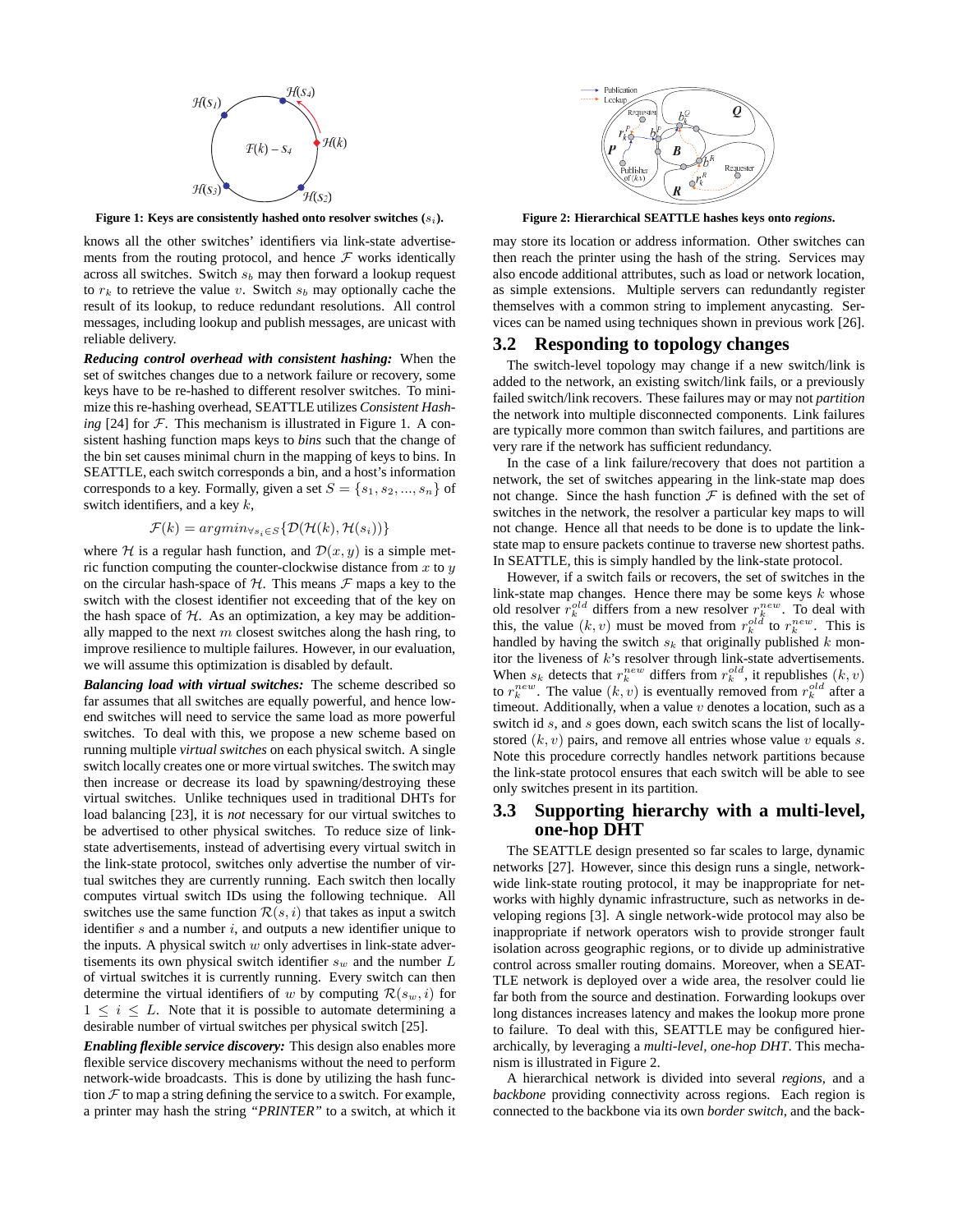Figure 1: Keys are consistently hashed onto resolver switches ($s_i$).

Figure 2: Hierarchical SEATTLE hashes keys onto *regions*.

knows all the other switches' identifiers via link-state advertisements from the routing protocol, and hence $\mathcal{F}$ works identically across all switches. Switch $s_b$ may then forward a lookup request to $r_k$ to retrieve the value $v$. Switch $s_b$ may optionally cache the result of its lookup, to reduce redundant resolutions. All control messages, including lookup and publish messages, are unicast with reliable delivery.

***Reducing control overhead with consistent hashing:*** When the set of switches changes due to a network failure or recovery, some keys have to be re-hashed to different resolver switches. To minimize this re-hashing overhead, SEATTLE utilizes *Consistent Hashing* [24] for $\mathcal{F}$. This mechanism is illustrated in Figure 1. A consistent hashing function maps keys to *bins* such that the change of the bin set causes minimal churn in the mapping of keys to bins. In SEATTLE, each switch corresponds a bin, and a host's information corresponds to a key. Formally, given a set $S = \{s_1, s_2, ..., s_n\}$ of switch identifiers, and a key $k$,

$$\mathcal{F}(k) = argmin_{\forall s_i \in S}\{\mathcal{D}(\mathcal{H}(k), \mathcal{H}(s_i))\}$$

where $\mathcal{H}$ is a regular hash function, and $\mathcal{D}(x, y)$ is a simple metric function computing the counter-clockwise distance from $x$ to $y$ on the circular hash-space of $\mathcal{H}$. This means $\mathcal{F}$ maps a key to the switch with the closest identifier not exceeding that of the key on the hash space of $\mathcal{H}$. As an optimization, a key may be additionally mapped to the next $m$ closest switches along the hash ring, to improve resilience to multiple failures. However, in our evaluation, we will assume this optimization is disabled by default.

***Balancing load with virtual switches:*** The scheme described so far assumes that all switches are equally powerful, and hence low-end switches will need to service the same load as more powerful switches. To deal with this, we propose a new scheme based on running multiple *virtual switches* on each physical switch. A single switch locally creates one or more virtual switches. The switch may then increase or decrease its load by spawning/destroying these virtual switches. Unlike techniques used in traditional DHTs for load balancing [23], it is *not* necessary for our virtual switches to be advertised to other physical switches. To reduce size of link-state advertisements, instead of advertising every virtual switch in the link-state protocol, switches only advertise the number of virtual switches they are currently running. Each switch then locally computes virtual switch IDs using the following technique. All switches use the same function $\mathcal{R}(s, i)$ that takes as input a switch identifier $s$ and a number $i$, and outputs a new identifier unique to the inputs. A physical switch $w$ only advertises in link-state advertisements its own physical switch identifier $s_w$ and the number $L$ of virtual switches it is currently running. Every switch can then determine the virtual identifiers of $w$ by computing $\mathcal{R}(s_w, i)$ for $1 \leq i \leq L$. Note that it is possible to automate determining a desirable number of virtual switches per physical switch [25].

***Enabling flexible service discovery:*** This design also enables more flexible service discovery mechanisms without the need to perform network-wide broadcasts. This is done by utilizing the hash function $\mathcal{F}$ to map a string defining the service to a switch. For example, a printer may hash the string *"PRINTER"* to a switch, at which it may store its location or address information. Other switches can then reach the printer using the hash of the string. Services may also encode additional attributes, such as load or network location, as simple extensions. Multiple servers can redundantly register themselves with a common string to implement anycasting. Services can be named using techniques shown in previous work [26].

## 3.2 Responding to topology changes

The switch-level topology may change if a new switch/link is added to the network, an existing switch/link fails, or a previously failed switch/link recovers. These failures may or may not *partition* the network into multiple disconnected components. Link failures are typically more common than switch failures, and partitions are very rare if the network has sufficient redundancy.

In the case of a link failure/recovery that does not partition a network, the set of switches appearing in the link-state map does not change. Since the hash function $\mathcal{F}$ is defined with the set of switches in the network, the resolver a particular key maps to will not change. Hence all that needs to be done is to update the link-state map to ensure packets continue to traverse new shortest paths. In SEATTLE, this is simply handled by the link-state protocol.

However, if a switch fails or recovers, the set of switches in the link-state map changes. Hence there may be some keys $k$ whose old resolver $r_k^{old}$ differs from a new resolver $r_k^{new}$. To deal with this, the value $(k, v)$ must be moved from $r_k^{old}$ to $r_k^{new}$. This is handled by having the switch $s_k$ that originally published $k$ monitor the liveness of $k$'s resolver through link-state advertisements. When $s_k$ detects that $r_k^{new}$ differs from $r_k^{old}$, it republishes $(k, v)$ to $r_k^{new}$. The value $(k, v)$ is eventually removed from $r_k^{old}$ after a timeout. Additionally, when a value $v$ denotes a location, such as a switch id $s$, and $s$ goes down, each switch scans the list of locally-stored $(k, v)$ pairs, and remove all entries whose value $v$ equals $s$. Note this procedure correctly handles network partitions because the link-state protocol ensures that each switch will be able to see only switches present in its partition.

## 3.3 Supporting hierarchy with a multi-level, one-hop DHT

The SEATTLE design presented so far scales to large, dynamic networks [27]. However, since this design runs a single, network-wide link-state routing protocol, it may be inappropriate for networks with highly dynamic infrastructure, such as networks in developing regions [3]. A single network-wide protocol may also be inappropriate if network operators wish to provide stronger fault isolation across geographic regions, or to divide up administrative control across smaller routing domains. Moreover, when a SEATTLE network is deployed over a wide area, the resolver could lie far both from the source and destination. Forwarding lookups over long distances increases latency and makes the lookup more prone to failure. To deal with this, SEATTLE may be configured hierarchically, by leveraging a *multi-level, one-hop DHT*. This mechanism is illustrated in Figure 2.

A hierarchical network is divided into several *regions*, and a *backbone* providing connectivity across regions. Each region is connected to the backbone via its own *border switch*, and the back-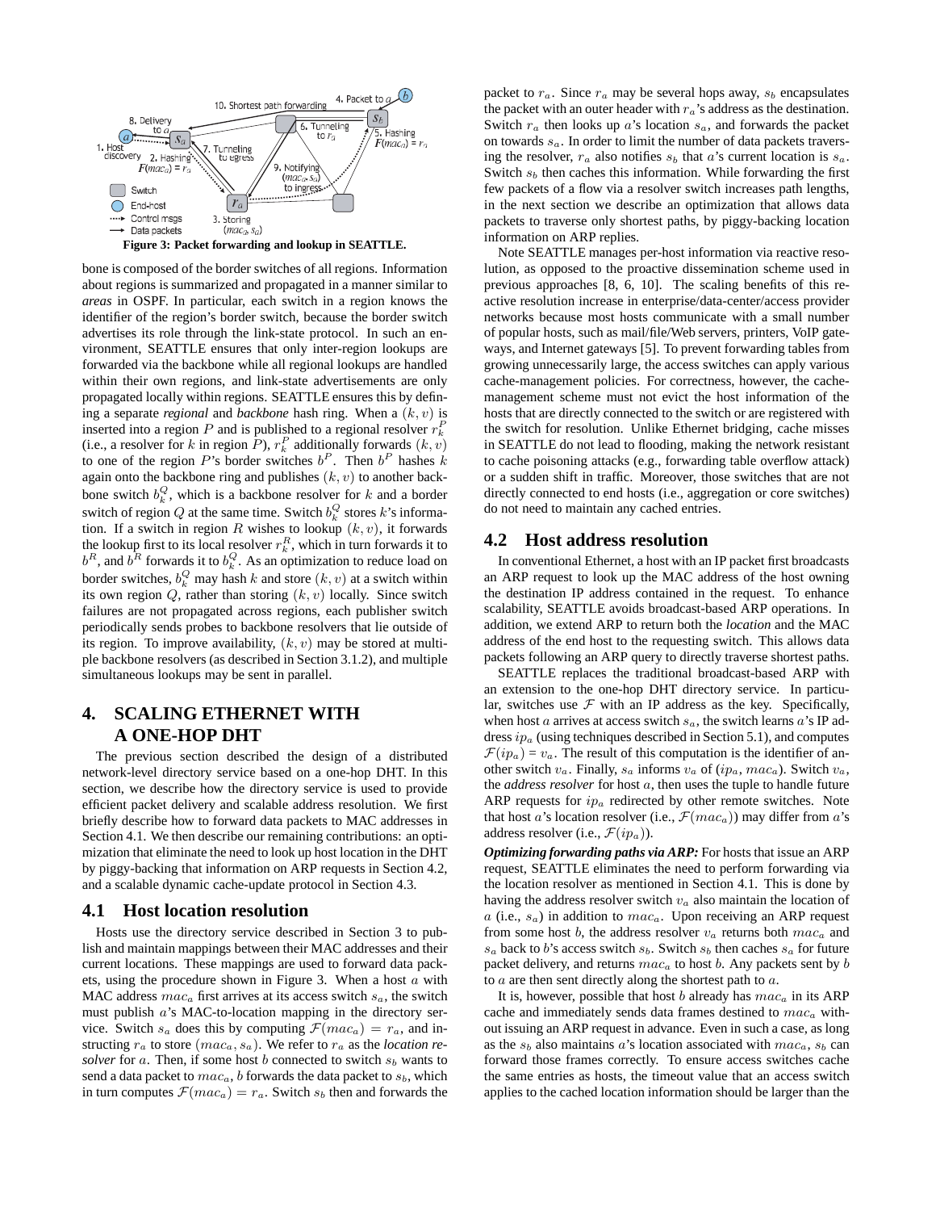Figure 3: Packet forwarding and lookup in SEATTLE.

bone is composed of the border switches of all regions. Information about regions is summarized and propagated in a manner similar to *areas* in OSPF. In particular, each switch in a region knows the identifier of the region's border switch, because the border switch advertises its role through the link-state protocol. In such an environment, SEATTLE ensures that only inter-region lookups are forwarded via the backbone while all regional lookups are handled within their own regions, and link-state advertisements are only propagated locally within regions. SEATTLE ensures this by defining a separate *regional* and *backbone* hash ring. When a $(k, v)$ is inserted into a region $P$ and is published to a regional resolver $r_k^P$ (i.e., a resolver for $k$ in region $P$), $r_k^P$ additionally forwards $(k, v)$ to one of the region $P$'s border switches $b^P$. Then $b^P$ hashes $k$ again onto the backbone ring and publishes $(k, v)$ to another backbone switch $b_k^Q$, which is a backbone resolver for $k$ and a border switch of region $Q$ at the same time. Switch $b_k^Q$ stores $k$'s information. If a switch in region $R$ wishes to lookup $(k, v)$, it forwards the lookup first to its local resolver $r_k^R$, which in turn forwards it to $b^R$, and $b^R$ forwards it to $b_k^Q$. As an optimization to reduce load on border switches, $b_k^Q$ may hash $k$ and store $(k, v)$ at a switch within its own region $Q$, rather than storing $(k, v)$ locally. Since switch failures are not propagated across regions, each publisher switch periodically sends probes to backbone resolvers that lie outside of its region. To improve availability, $(k, v)$ may be stored at multiple backbone resolvers (as described in Section 3.1.2), and multiple simultaneous lookups may be sent in parallel.

# 4. SCALING ETHERNET WITH A ONE-HOP DHT

The previous section described the design of a distributed network-level directory service based on a one-hop DHT. In this section, we describe how the directory service is used to provide efficient packet delivery and scalable address resolution. We first briefly describe how to forward data packets to MAC addresses in Section 4.1. We then describe our remaining contributions: an optimization that eliminate the need to look up host location in the DHT by piggy-backing that information on ARP requests in Section 4.2, and a scalable dynamic cache-update protocol in Section 4.3.

## 4.1 Host location resolution

Hosts use the directory service described in Section 3 to publish and maintain mappings between their MAC addresses and their current locations. These mappings are used to forward data packets, using the procedure shown in Figure 3. When a host $a$ with MAC address $mac_a$ first arrives at its access switch $s_a$, the switch must publish $a$'s MAC-to-location mapping in the directory service. Switch $s_a$ does this by computing $\mathcal{F}(mac_a) = r_a$, and instructing $r_a$ to store $(mac_a, s_a)$. We refer to $r_a$ as the *location resolver* for $a$. Then, if some host $b$ connected to switch $s_b$ wants to send a data packet to $mac_a$, $b$ forwards the data packet to $s_b$, which in turn computes $\mathcal{F}(mac_a) = r_a$. Switch $s_b$ then and forwards the packet to $r_a$. Since $r_a$ may be several hops away, $s_b$ encapsulates the packet with an outer header with $r_a$'s address as the destination. Switch $r_a$ then looks up $a$'s location $s_a$, and forwards the packet on towards $s_a$. In order to limit the number of data packets traversing the resolver, $r_a$ also notifies $s_b$ that $a$'s current location is $s_a$. Switch $s_b$ then caches this information. While forwarding the first few packets of a flow via a resolver switch increases path lengths, in the next section we describe an optimization that allows data packets to traverse only shortest paths, by piggy-backing location information on ARP replies.

Note SEATTLE manages per-host information via reactive resolution, as opposed to the proactive dissemination scheme used in previous approaches [8, 6, 10]. The scaling benefits of this reactive resolution increase in enterprise/data-center/access provider networks because most hosts communicate with a small number of popular hosts, such as mail/file/Web servers, printers, VoIP gateways, and Internet gateways [5]. To prevent forwarding tables from growing unnecessarily large, the access switches can apply various cache-management policies. For correctness, however, the cache-management scheme must not evict the host information of the hosts that are directly connected to the switch or are registered with the switch for resolution. Unlike Ethernet bridging, cache misses in SEATTLE do not lead to flooding, making the network resistant to cache poisoning attacks (e.g., forwarding table overflow attack) or a sudden shift in traffic. Moreover, those switches that are not directly connected to end hosts (i.e., aggregation or core switches) do not need to maintain any cached entries.

## 4.2 Host address resolution

In conventional Ethernet, a host with an IP packet first broadcasts an ARP request to look up the MAC address of the host owning the destination IP address contained in the request. To enhance scalability, SEATTLE avoids broadcast-based ARP operations. In addition, we extend ARP to return both the *location* and the MAC address of the end host to the requesting switch. This allows data packets following an ARP query to directly traverse shortest paths.

SEATTLE replaces the traditional broadcast-based ARP with an extension to the one-hop DHT directory service. In particular, switches use $\mathcal{F}$ with an IP address as the key. Specifically, when host $a$ arrives at access switch $s_a$, the switch learns $a$'s IP address $ip_a$ (using techniques described in Section 5.1), and computes $\mathcal{F}(ip_a) = v_a$. The result of this computation is the identifier of another switch $v_a$. Finally, $s_a$ informs $v_a$ of $(ip_a, mac_a)$. Switch $v_a$, the *address resolver* for host $a$, then uses the tuple to handle future ARP requests for $ip_a$ redirected by other remote switches. Note that host $a$'s location resolver (i.e., $\mathcal{F}(mac_a)$) may differ from $a$'s address resolver (i.e., $\mathcal{F}(ip_a)$).

***Optimizing forwarding paths via ARP:*** For hosts that issue an ARP request, SEATTLE eliminates the need to perform forwarding via the location resolver as mentioned in Section 4.1. This is done by having the address resolver switch $v_a$ also maintain the location of $a$ (i.e., $s_a$) in addition to $mac_a$. Upon receiving an ARP request from some host $b$, the address resolver $v_a$ returns both $mac_a$ and $s_a$ back to $b$'s access switch $s_b$. Switch $s_b$ then caches $s_a$ for future packet delivery, and returns $mac_a$ to host $b$. Any packets sent by $b$ to $a$ are then sent directly along the shortest path to $a$.

It is, however, possible that host $b$ already has $mac_a$ in its ARP cache and immediately sends data frames destined to $mac_a$ without issuing an ARP request in advance. Even in such a case, as long as the $s_b$ also maintains $a$'s location associated with $mac_a$, $s_b$ can forward those frames correctly. To ensure access switches cache the same entries as hosts, the timeout value that an access switch applies to the cached location information should be larger than the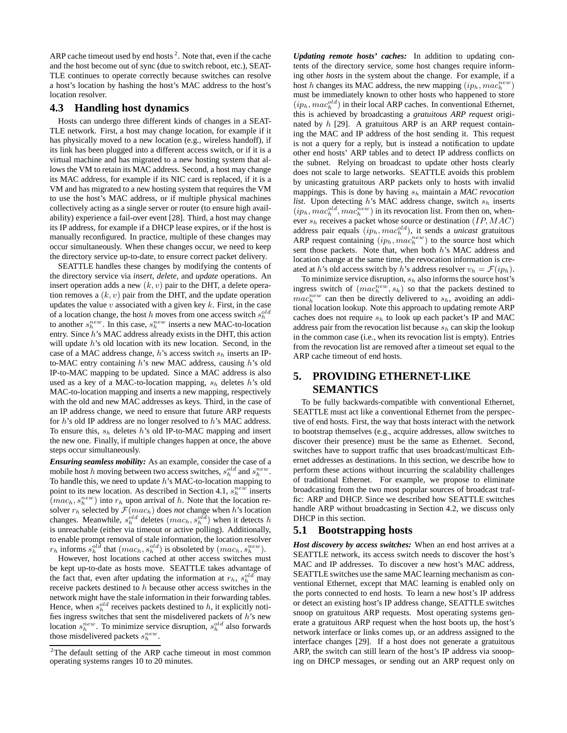ARP cache timeout used by end hosts [2]. Note that, even if the cache and the host become out of sync (due to switch reboot, etc.), SEATTLE continues to operate correctly because switches can resolve a host's location by hashing the host's MAC address to the host's location resolver.

## 4.3 Handling host dynamics

Hosts can undergo three different kinds of changes in a SEATTLE network. First, a host may change location, for example if it has physically moved to a new location (e.g., wireless handoff), if its link has been plugged into a different access switch, or if it is a virtual machine and has migrated to a new hosting system that allows the VM to retain its MAC address. Second, a host may change its MAC address, for example if its NIC card is replaced, if it is a VM and has migrated to a new hosting system that requires the VM to use the host's MAC address, or if multiple physical machines collectively acting as a single server or router (to ensure high availability) experience a fail-over event [28]. Third, a host may change its IP address, for example if a DHCP lease expires, or if the host is manually reconfigured. In practice, multiple of these changes may occur simultaneously. When these changes occur, we need to keep the directory service up-to-date, to ensure correct packet delivery.

SEATTLE handles these changes by modifying the contents of the directory service via *insert*, *delete*, and *update* operations. An insert operation adds a new $(k, v)$ pair to the DHT, a delete operation removes a $(k, v)$ pair from the DHT, and the update operation updates the value $v$ associated with a given key $k$. First, in the case of a location change, the host $h$ moves from one access switch $s_h^{old}$ to another $s_h^{new}$. In this case, $s_h^{new}$ inserts a new MAC-to-location entry. Since $h$'s MAC address already exists in the DHT, this action will update $h$'s old location with its new location. Second, in the case of a MAC address change, $h$'s access switch $s_h$ inserts an IP-to-MAC entry containing $h$'s new MAC address, causing $h$'s old IP-to-MAC mapping to be updated. Since a MAC address is also used as a key of a MAC-to-location mapping, $s_h$ deletes $h$'s old MAC-to-location mapping and inserts a new mapping, respectively with the old and new MAC addresses as keys. Third, in the case of an IP address change, we need to ensure that future ARP requests for $h$'s old IP address are no longer resolved to $h$'s MAC address. To ensure this, $s_h$ deletes $h$'s old IP-to-MAC mapping and insert the new one. Finally, if multiple changes happen at once, the above steps occur simultaneously.

***Ensuring seamless mobility:*** As an example, consider the case of a mobile host $h$ moving between two access switches, $s_h^{old}$ and $s_h^{new}$. To handle this, we need to update $h$'s MAC-to-location mapping to point to its new location. As described in Section 4.1, $s_h^{new}$ inserts $(mac_h, s_h^{new})$ into $r_h$ upon arrival of $h$. Note that the location resolver $r_h$ selected by $\mathcal{F}(mac_h)$ does *not* change when $h$'s location changes. Meanwhile, $s_h^{old}$ deletes $(mac_h, s_h^{old})$ when it detects $h$ is unreachable (either via timeout or active polling). Additionally, to enable prompt removal of stale information, the location resolver $r_h$ informs $s_h^{old}$ that $(mac_h, s_h^{old})$ is obsoleted by $(mac_h, s_h^{new})$.

However, host locations cached at other access switches must be kept up-to-date as hosts move. SEATTLE takes advantage of the fact that, even after updating the information at $r_h$, $s_h^{old}$ may receive packets destined to $h$ because other access switches in the network might have the stale information in their forwarding tables. Hence, when $s_h^{old}$ receives packets destined to $h$, it explicitly notifies ingress switches that sent the misdelivered packets of $h$'s new location $s_h^{new}$. To minimize service disruption, $s_h^{old}$ also forwards those misdelivered packets $s_h^{new}$.

***Updating remote hosts' caches:*** In addition to updating contents of the directory service, some host changes require informing other *hosts* in the system about the change. For example, if a host $h$ changes its MAC address, the new mapping $(ip_h, mac_h^{new})$ must be immediately known to other hosts who happened to store $(ip_h, mac_h^{old})$ in their local ARP caches. In conventional Ethernet, this is achieved by broadcasting a *gratuitous ARP request* originated by $h$ [29]. A gratuitous ARP is an ARP request containing the MAC and IP address of the host sending it. This request is not a query for a reply, but is instead a notification to update other end hosts' ARP tables and to detect IP address conflicts on the subnet. Relying on broadcast to update other hosts clearly does not scale to large networks. SEATTLE avoids this problem by unicasting gratuitous ARP packets only to hosts with invalid mappings. This is done by having $s_h$ maintain a *MAC revocation list*. Upon detecting $h$'s MAC address change, switch $s_h$ inserts $(ip_h, mac_h^{old}, mac_h^{new})$ in its revocation list. From then on, whenever $s_h$ receives a packet whose source or destination $(IP, MAC)$ address pair equals $(ip_h, mac_h^{old})$, it sends a *unicast* gratuitous ARP request containing $(ip_h, mac_h^{new})$ to the source host which sent those packets. Note that, when both $h$'s MAC address and location change at the same time, the revocation information is created at $h$'s old access switch by $h$'s address resolver $v_h = \mathcal{F}(ip_h)$.

To minimize service disruption, $s_h$ also informs the source host's ingress switch of $(mac_h^{new}, s_h)$ so that the packets destined to $mac_h^{new}$ can then be directly delivered to $s_h$, avoiding an additional location lookup. Note this approach to updating remote ARP caches does not require $s_h$ to look up each packet's IP and MAC address pair from the revocation list because $s_h$ can skip the lookup in the common case (i.e., when its revocation list is empty). Entries from the revocation list are removed after a timeout set equal to the ARP cache timeout of end hosts.

# 5. PROVIDING ETHERNET-LIKE SEMANTICS

To be fully backwards-compatible with conventional Ethernet, SEATTLE must act like a conventional Ethernet from the perspective of end hosts. First, the way that hosts interact with the network to bootstrap themselves (e.g., acquire addresses, allow switches to discover their presence) must be the same as Ethernet. Second, switches have to support traffic that uses broadcast/multicast Ethernet addresses as destinations. In this section, we describe how to perform these actions without incurring the scalability challenges of traditional Ethernet. For example, we propose to eliminate broadcasting from the two most popular sources of broadcast traffic: ARP and DHCP. Since we described how SEATTLE switches handle ARP without broadcasting in Section 4.2, we discuss only DHCP in this section.

## 5.1 Bootstrapping hosts

***Host discovery by access switches:*** When an end host arrives at a SEATTLE network, its access switch needs to discover the host's MAC and IP addresses. To discover a new host's MAC address, SEATTLE switches use the same MAC learning mechanism as conventional Ethernet, except that MAC learning is enabled only on the ports connected to end hosts. To learn a new host's IP address or detect an existing host's IP address change, SEATTLE switches snoop on gratuitous ARP requests. Most operating systems generate a gratuitous ARP request when the host boots up, the host's network interface or links comes up, or an address assigned to the interface changes [29]. If a host does not generate a gratuitous ARP, the switch can still learn of the host's IP address via snooping on DHCP messages, or sending out an ARP request only on

[2] The default setting of the ARP cache timeout in most common operating systems ranges 10 to 20 minutes.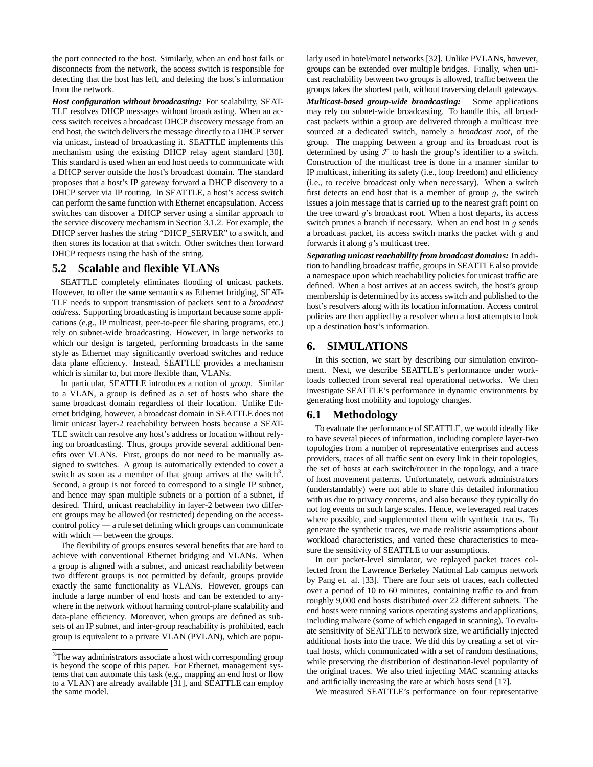the port connected to the host. Similarly, when an end host fails or disconnects from the network, the access switch is responsible for detecting that the host has left, and deleting the host's information from the network.

***Host configuration without broadcasting:*** For scalability, SEATTLE resolves DHCP messages without broadcasting. When an access switch receives a broadcast DHCP discovery message from an end host, the switch delivers the message directly to a DHCP server via unicast, instead of broadcasting it. SEATTLE implements this mechanism using the existing DHCP relay agent standard [30]. This standard is used when an end host needs to communicate with a DHCP server outside the host's broadcast domain. The standard proposes that a host's IP gateway forward a DHCP discovery to a DHCP server via IP routing. In SEATTLE, a host's access switch can perform the same function with Ethernet encapsulation. Access switches can discover a DHCP server using a similar approach to the service discovery mechanism in Section 3.1.2. For example, the DHCP server hashes the string "DHCP_SERVER" to a switch, and then stores its location at that switch. Other switches then forward DHCP requests using the hash of the string.

## 5.2 Scalable and flexible VLANs

SEATTLE completely eliminates flooding of unicast packets. However, to offer the same semantics as Ethernet bridging, SEATTLE needs to support transmission of packets sent to a *broadcast address*. Supporting broadcasting is important because some applications (e.g., IP multicast, peer-to-peer file sharing programs, etc.) rely on subnet-wide broadcasting. However, in large networks to which our design is targeted, performing broadcasts in the same style as Ethernet may significantly overload switches and reduce data plane efficiency. Instead, SEATTLE provides a mechanism which is similar to, but more flexible than, VLANs.

In particular, SEATTLE introduces a notion of *group*. Similar to a VLAN, a group is defined as a set of hosts who share the same broadcast domain regardless of their location. Unlike Ethernet bridging, however, a broadcast domain in SEATTLE does not limit unicast layer-2 reachability between hosts because a SEATTLE switch can resolve any host's address or location without relying on broadcasting. Thus, groups provide several additional benefits over VLANs. First, groups do not need to be manually assigned to switches. A group is automatically extended to cover a switch as soon as a member of that group arrives at the switch[3]. Second, a group is not forced to correspond to a single IP subnet, and hence may span multiple subnets or a portion of a subnet, if desired. Third, unicast reachability in layer-2 between two different groups may be allowed (or restricted) depending on the access-control policy — a rule set defining which groups can communicate with which — between the groups.

The flexibility of groups ensures several benefits that are hard to achieve with conventional Ethernet bridging and VLANs. When a group is aligned with a subnet, and unicast reachability between two different groups is not permitted by default, groups provide exactly the same functionality as VLANs. However, groups can include a large number of end hosts and can be extended to anywhere in the network without harming control-plane scalability and data-plane efficiency. Moreover, when groups are defined as subsets of an IP subnet, and inter-group reachability is prohibited, each group is equivalent to a private VLAN (PVLAN), which are popularly used in hotel/motel networks [32]. Unlike PVLANs, however, groups can be extended over multiple bridges. Finally, when unicast reachability between two groups is allowed, traffic between the groups takes the shortest path, without traversing default gateways.

***Multicast-based group-wide broadcasting:*** Some applications may rely on subnet-wide broadcasting. To handle this, all broadcast packets within a group are delivered through a multicast tree sourced at a dedicated switch, namely a *broadcast root*, of the group. The mapping between a group and its broadcast root is determined by using $\mathcal{F}$ to hash the group's identifier to a switch. Construction of the multicast tree is done in a manner similar to IP multicast, inheriting its safety (i.e., loop freedom) and efficiency (i.e., to receive broadcast only when necessary). When a switch first detects an end host that is a member of group $g$, the switch issues a join message that is carried up to the nearest graft point on the tree toward $g$'s broadcast root. When a host departs, its access switch prunes a branch if necessary. When an end host in $g$ sends a broadcast packet, its access switch marks the packet with $g$ and forwards it along $g$'s multicast tree.

***Separating unicast reachability from broadcast domains:*** In addition to handling broadcast traffic, groups in SEATTLE also provide a namespace upon which reachability policies for unicast traffic are defined. When a host arrives at an access switch, the host's group membership is determined by its access switch and published to the host's resolvers along with its location information. Access control policies are then applied by a resolver when a host attempts to look up a destination host's information.

# 6. SIMULATIONS

In this section, we start by describing our simulation environment. Next, we describe SEATTLE's performance under workloads collected from several real operational networks. We then investigate SEATTLE's performance in dynamic environments by generating host mobility and topology changes.

## 6.1 Methodology

To evaluate the performance of SEATTLE, we would ideally like to have several pieces of information, including complete layer-two topologies from a number of representative enterprises and access providers, traces of all traffic sent on every link in their topologies, the set of hosts at each switch/router in the topology, and a trace of host movement patterns. Unfortunately, network administrators (understandably) were not able to share this detailed information with us due to privacy concerns, and also because they typically do not log events on such large scales. Hence, we leveraged real traces where possible, and supplemented them with synthetic traces. To generate the synthetic traces, we made realistic assumptions about workload characteristics, and varied these characteristics to measure the sensitivity of SEATTLE to our assumptions.

In our packet-level simulator, we replayed packet traces collected from the Lawrence Berkeley National Lab campus network by Pang et. al. [33]. There are four sets of traces, each collected over a period of 10 to 60 minutes, containing traffic to and from roughly 9,000 end hosts distributed over 22 different subnets. The end hosts were running various operating systems and applications, including malware (some of which engaged in scanning). To evaluate sensitivity of SEATTLE to network size, we artificially injected additional hosts into the trace. We did this by creating a set of virtual hosts, which communicated with a set of random destinations, while preserving the distribution of destination-level popularity of the original traces. We also tried injecting MAC scanning attacks and artificially increasing the rate at which hosts send [17].

We measured SEATTLE's performance on four representative

[3]The way administrators associate a host with corresponding group is beyond the scope of this paper. For Ethernet, management systems that can automate this task (e.g., mapping an end host or flow to a VLAN) are already available [31], and SEATTLE can employ the same model.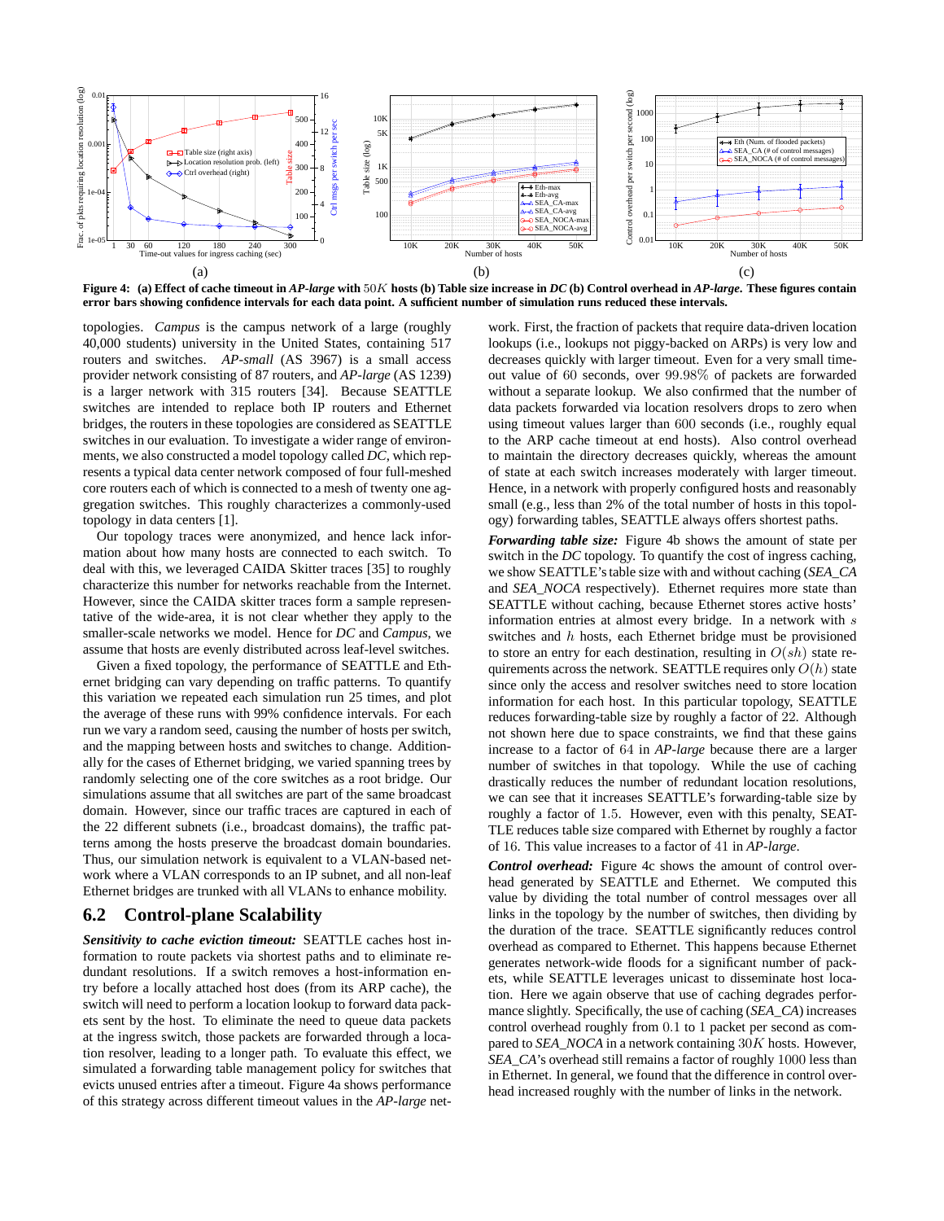0.01
0.001
1e-04
1e-05
Frac. of pkts requiring location resolution (log)
Table size (right axis)
Location resolution prob. (left)
Ctrl overhead (right)
1 30 60 120 180 240 300
Time-out values for ingress caching (sec)
16
12
8
4
0
500
400
300
200
100
0
Table size
Ctrl msgs per switch per sec
(a)

10K
5K
1K
500
100
Table size (log)
10K 20K 30K 40K 50K
Number of hosts
Eth-max
Eth-avg
SEA_CA-max
SEA_CA-avg
SEA_NOCA-max
SEA_NOCA-avg
(b)

1000
100
10
1
0.1
0.01
Control overhead per switch per second (log)
Eth (Num. of flooded packets)
SEA_CA (# of control messages)
SEA_NOCA (# of control messages)
10K 20K 30K 40K 50K
Number of hosts
(c)

**Figure 4: (a) Effect of cache timeout in *AP-large* with $50K$ hosts (b) Table size increase in *DC* (b) Control overhead in *AP-large*. These figures contain error bars showing confidence intervals for each data point. A sufficient number of simulation runs reduced these intervals.**

topologies. *Campus* is the campus network of a large (roughly 40,000 students) university in the United States, containing 517 routers and switches. *AP-small* (AS 3967) is a small access provider network consisting of 87 routers, and *AP-large* (AS 1239) is a larger network with 315 routers [34]. Because SEATTLE switches are intended to replace both IP routers and Ethernet bridges, the routers in these topologies are considered as SEATTLE switches in our evaluation. To investigate a wider range of environments, we also constructed a model topology called *DC*, which represents a typical data center network composed of four full-meshed core routers each of which is connected to a mesh of twenty one aggregation switches. This roughly characterizes a commonly-used topology in data centers [1].

Our topology traces were anonymized, and hence lack information about how many hosts are connected to each switch. To deal with this, we leveraged CAIDA Skitter traces [35] to roughly characterize this number for networks reachable from the Internet. However, since the CAIDA skitter traces form a sample representative of the wide-area, it is not clear whether they apply to the smaller-scale networks we model. Hence for *DC* and *Campus*, we assume that hosts are evenly distributed across leaf-level switches.

Given a fixed topology, the performance of SEATTLE and Ethernet bridging can vary depending on traffic patterns. To quantify this variation we repeated each simulation run 25 times, and plot the average of these runs with 99% confidence intervals. For each run we vary a random seed, causing the number of hosts per switch, and the mapping between hosts and switches to change. Additionally for the cases of Ethernet bridging, we varied spanning trees by randomly selecting one of the core switches as a root bridge. Our simulations assume that all switches are part of the same broadcast domain. However, since our traffic traces are captured in each of the 22 different subnets (i.e., broadcast domains), the traffic patterns among the hosts preserve the broadcast domain boundaries. Thus, our simulation network is equivalent to a VLAN-based network where a VLAN corresponds to an IP subnet, and all non-leaf Ethernet bridges are trunked with all VLANs to enhance mobility.

## 6.2 Control-plane Scalability

***Sensitivity to cache eviction timeout:*** SEATTLE caches host information to route packets via shortest paths and to eliminate redundant resolutions. If a switch removes a host-information entry before a locally attached host does (from its ARP cache), the switch will need to perform a location lookup to forward data packets sent by the host. To eliminate the need to queue data packets at the ingress switch, those packets are forwarded through a location resolver, leading to a longer path. To evaluate this effect, we simulated a forwarding table management policy for switches that evicts unused entries after a timeout. Figure 4a shows performance of this strategy across different timeout values in the *AP-large* network. First, the fraction of packets that require data-driven location lookups (i.e., lookups not piggy-backed on ARPs) is very low and decreases quickly with larger timeout. Even for a very small timeout value of $60$ seconds, over $99.98\%$ of packets are forwarded without a separate lookup. We also confirmed that the number of data packets forwarded via location resolvers drops to zero when using timeout values larger than $600$ seconds (i.e., roughly equal to the ARP cache timeout at end hosts). Also control overhead to maintain the directory decreases quickly, whereas the amount of state at each switch increases moderately with larger timeout. Hence, in a network with properly configured hosts and reasonably small (e.g., less than 2% of the total number of hosts in this topology) forwarding tables, SEATTLE always offers shortest paths.

***Forwarding table size:*** Figure 4b shows the amount of state per switch in the *DC* topology. To quantify the cost of ingress caching, we show SEATTLE's table size with and without caching (*SEA_CA* and *SEA_NOCA* respectively). Ethernet requires more state than SEATTLE without caching, because Ethernet stores active hosts' information entries at almost every bridge. In a network with $s$ switches and $h$ hosts, each Ethernet bridge must be provisioned to store an entry for each destination, resulting in $O(sh)$ state requirements across the network. SEATTLE requires only $O(h)$ state since only the access and resolver switches need to store location information for each host. In this particular topology, SEATTLE reduces forwarding-table size by roughly a factor of $22$. Although not shown here due to space constraints, we find that these gains increase to a factor of $64$ in *AP-large* because there are a larger number of switches in that topology. While the use of caching drastically reduces the number of redundant location resolutions, we can see that it increases SEATTLE's forwarding-table size by roughly a factor of $1.5$. However, even with this penalty, SEATTLE reduces table size compared with Ethernet by roughly a factor of $16$. This value increases to a factor of $41$ in *AP-large*.

***Control overhead:*** Figure 4c shows the amount of control overhead generated by SEATTLE and Ethernet. We computed this value by dividing the total number of control messages over all links in the topology by the number of switches, then dividing by the duration of the trace. SEATTLE significantly reduces control overhead as compared to Ethernet. This happens because Ethernet generates network-wide floods for a significant number of packets, while SEATTLE leverages unicast to disseminate host location. Here we again observe that use of caching degrades performance slightly. Specifically, the use of caching (*SEA_CA*) increases control overhead roughly from $0.1$ to $1$ packet per second as compared to *SEA_NOCA* in a network containing $30K$ hosts. However, *SEA_CA*'s overhead still remains a factor of roughly $1000$ less than in Ethernet. In general, we found that the difference in control overhead increased roughly with the number of links in the network.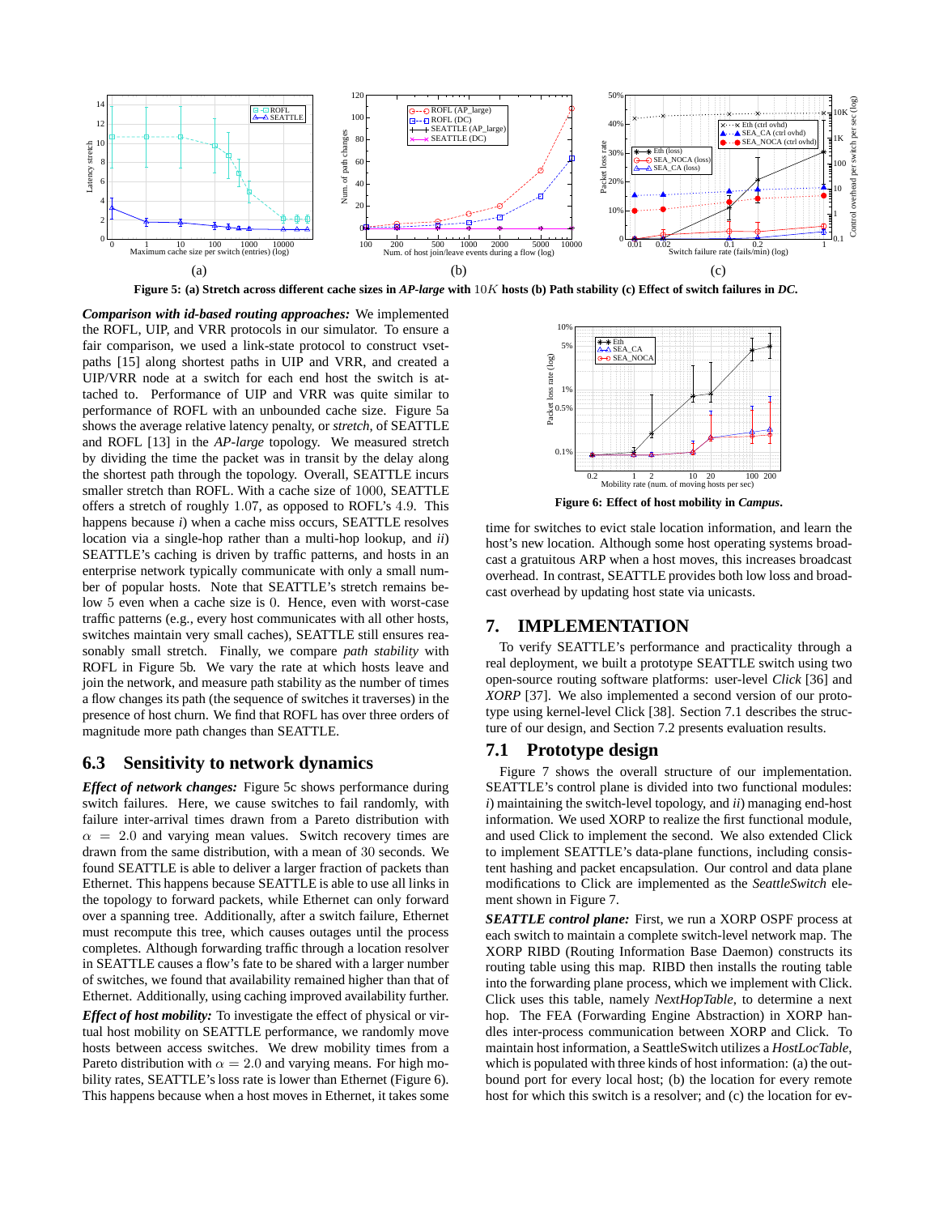Figure 5: (a) Stretch across different cache sizes in *AP-large* with $10K$ hosts (b) Path stability (c) Effect of switch failures in *DC*.

***Comparison with id-based routing approaches:*** We implemented the ROFL, UIP, and VRR protocols in our simulator. To ensure a fair comparison, we used a link-state protocol to construct vset-paths [15] along shortest paths in UIP and VRR, and created a UIP/VRR node at a switch for each end host the switch is attached to. Performance of UIP and VRR was quite similar to performance of ROFL with an unbounded cache size. Figure 5a shows the average relative latency penalty, or *stretch*, of SEATTLE and ROFL [13] in the *AP-large* topology. We measured stretch by dividing the time the packet was in transit by the delay along the shortest path through the topology. Overall, SEATTLE incurs smaller stretch than ROFL. With a cache size of $1000$, SEATTLE offers a stretch of roughly $1.07$, as opposed to ROFL's $4.9$. This happens because *i*) when a cache miss occurs, SEATTLE resolves location via a single-hop rather than a multi-hop lookup, and *ii*) SEATTLE's caching is driven by traffic patterns, and hosts in an enterprise network typically communicate with only a small number of popular hosts. Note that SEATTLE's stretch remains below $5$ even when a cache size is $0$. Hence, even with worst-case traffic patterns (e.g., every host communicates with all other hosts, switches maintain very small caches), SEATTLE still ensures reasonably small stretch. Finally, we compare *path stability* with ROFL in Figure 5b. We vary the rate at which hosts leave and join the network, and measure path stability as the number of times a flow changes its path (the sequence of switches it traverses) in the presence of host churn. We find that ROFL has over three orders of magnitude more path changes than SEATTLE.

## 6.3 Sensitivity to network dynamics

***Effect of network changes:*** Figure 5c shows performance during switch failures. Here, we cause switches to fail randomly, with failure inter-arrival times drawn from a Pareto distribution with $\alpha = 2.0$ and varying mean values. Switch recovery times are drawn from the same distribution, with a mean of $30$ seconds. We found SEATTLE is able to deliver a larger fraction of packets than Ethernet. This happens because SEATTLE is able to use all links in the topology to forward packets, while Ethernet can only forward over a spanning tree. Additionally, after a switch failure, Ethernet must recompute this tree, which causes outages until the process completes. Although forwarding traffic through a location resolver in SEATTLE causes a flow's fate to be shared with a larger number of switches, we found that availability remained higher than that of Ethernet. Additionally, using caching improved availability further.

***Effect of host mobility:*** To investigate the effect of physical or virtual host mobility on SEATTLE performance, we randomly move hosts between access switches. We drew mobility times from a Pareto distribution with $\alpha = 2.0$ and varying means. For high mobility rates, SEATTLE's loss rate is lower than Ethernet (Figure 6). This happens because when a host moves in Ethernet, it takes some time for switches to evict stale location information, and learn the host's new location. Although some host operating systems broadcast a gratuitous ARP when a host moves, this increases broadcast overhead. In contrast, SEATTLE provides both low loss and broadcast overhead by updating host state via unicasts.

Figure 6: Effect of host mobility in *Campus*.

# 7. IMPLEMENTATION

To verify SEATTLE's performance and practicality through a real deployment, we built a prototype SEATTLE switch using two open-source routing software platforms: user-level *Click* [36] and *XORP* [37]. We also implemented a second version of our prototype using kernel-level Click [38]. Section 7.1 describes the structure of our design, and Section 7.2 presents evaluation results.

## 7.1 Prototype design

Figure 7 shows the overall structure of our implementation. SEATTLE's control plane is divided into two functional modules: *i*) maintaining the switch-level topology, and *ii*) managing end-host information. We used XORP to realize the first functional module, and used Click to implement the second. We also extended Click to implement SEATTLE's data-plane functions, including consistent hashing and packet encapsulation. Our control and data plane modifications to Click are implemented as the *SeattleSwitch* element shown in Figure 7.

***SEATTLE control plane:*** First, we run a XORP OSPF process at each switch to maintain a complete switch-level network map. The XORP RIBD (Routing Information Base Daemon) constructs its routing table using this map. RIBD then installs the routing table into the forwarding plane process, which we implement with Click. Click uses this table, namely *NextHopTable*, to determine a next hop. The FEA (Forwarding Engine Abstraction) in XORP handles inter-process communication between XORP and Click. To maintain host information, a SeattleSwitch utilizes a *HostLocTable*, which is populated with three kinds of host information: (a) the outbound port for every local host; (b) the location for every remote host for which this switch is a resolver; and (c) the location for ev-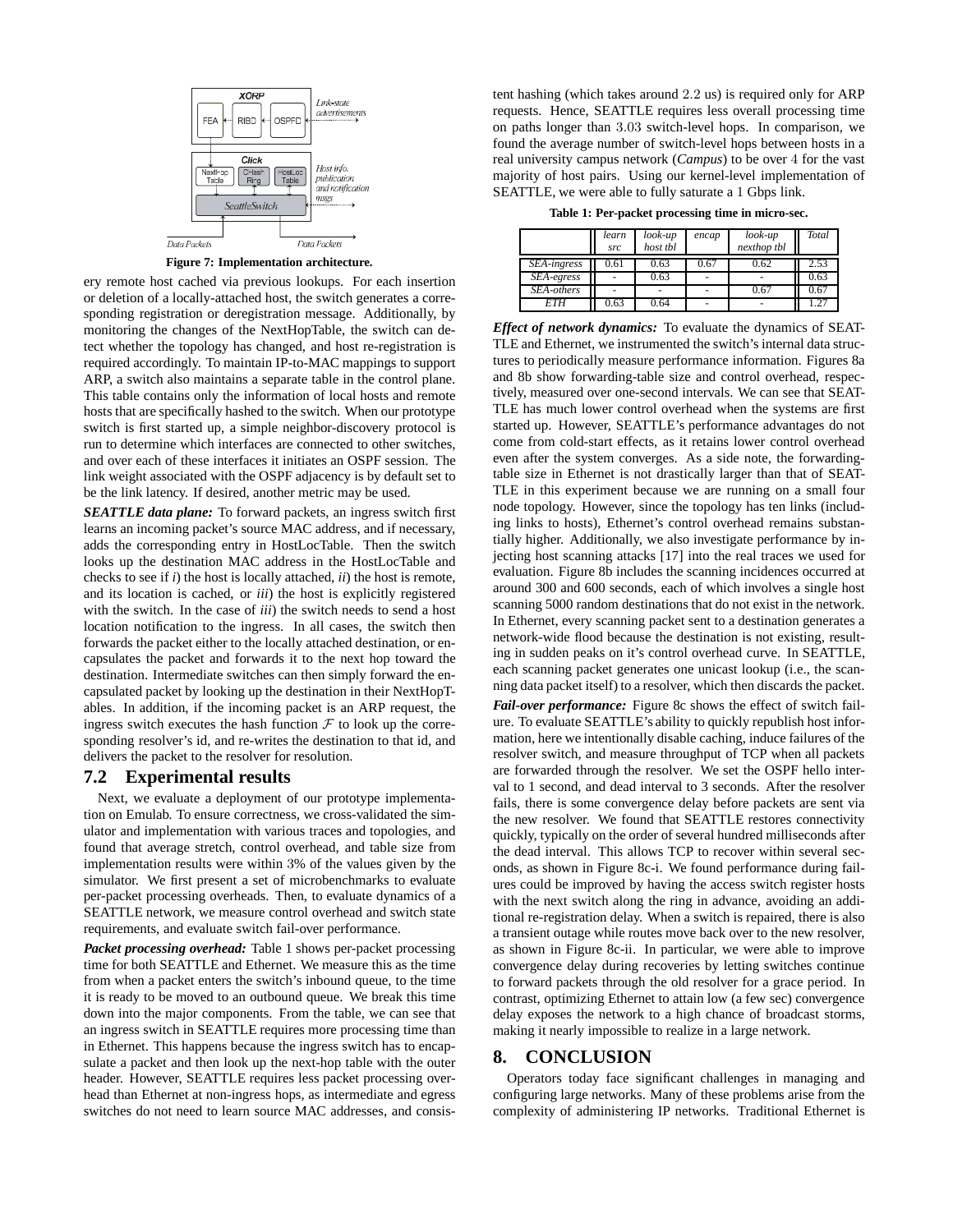XORP

FEA RIBD OSPFD

Link-state advertisements

Click

NextHop Table

C-Hash Ring

HostLoc Table

SeattleSwitch

Host info. publication and notification msgs

Data Packets

Data Packets

**Figure 7: Implementation architecture.**

ery remote host cached via previous lookups. For each insertion or deletion of a locally-attached host, the switch generates a corresponding registration or deregistration message. Additionally, by monitoring the changes of the NextHopTable, the switch can detect whether the topology has changed, and host re-registration is required accordingly. To maintain IP-to-MAC mappings to support ARP, a switch also maintains a separate table in the control plane. This table contains only the information of local hosts and remote hosts that are specifically hashed to the switch. When our prototype switch is first started up, a simple neighbor-discovery protocol is run to determine which interfaces are connected to other switches, and over each of these interfaces it initiates an OSPF session. The link weight associated with the OSPF adjacency is by default set to be the link latency. If desired, another metric may be used.

***SEATTLE data plane:*** To forward packets, an ingress switch first learns an incoming packet's source MAC address, and if necessary, adds the corresponding entry in HostLocTable. Then the switch looks up the destination MAC address in the HostLocTable and checks to see if *i*) the host is locally attached, *ii*) the host is remote, and its location is cached, or *iii*) the host is explicitly registered with the switch. In the case of *iii*) the switch needs to send a host location notification to the ingress. In all cases, the switch then forwards the packet either to the locally attached destination, or encapsulates the packet and forwards it to the next hop toward the destination. Intermediate switches can then simply forward the encapsulated packet by looking up the destination in their NextHopTables. In addition, if the incoming packet is an ARP request, the ingress switch executes the hash function $\mathcal{F}$ to look up the corresponding resolver's id, and re-writes the destination to that id, and delivers the packet to the resolver for resolution.

## 7.2 Experimental results

Next, we evaluate a deployment of our prototype implementation on Emulab. To ensure correctness, we cross-validated the simulator and implementation with various traces and topologies, and found that average stretch, control overhead, and table size from implementation results were within 3% of the values given by the simulator. We first present a set of microbenchmarks to evaluate per-packet processing overheads. Then, to evaluate dynamics of a SEATTLE network, we measure control overhead and switch state requirements, and evaluate switch fail-over performance.

***Packet processing overhead:*** Table 1 shows per-packet processing time for both SEATTLE and Ethernet. We measure this as the time from when a packet enters the switch's inbound queue, to the time it is ready to be moved to an outbound queue. We break this time down into the major components. From the table, we can see that an ingress switch in SEATTLE requires more processing time than in Ethernet. This happens because the ingress switch has to encapsulate a packet and then look up the next-hop table with the outer header. However, SEATTLE requires less packet processing overhead than Ethernet at non-ingress hops, as intermediate and egress switches do not need to learn source MAC addresses, and consistent hashing (which takes around 2.2 us) is required only for ARP requests. Hence, SEATTLE requires less overall processing time on paths longer than 3.03 switch-level hops. In comparison, we found the average number of switch-level hops between hosts in a real university campus network (*Campus*) to be over 4 for the vast majority of host pairs. Using our kernel-level implementation of SEATTLE, we were able to fully saturate a 1 Gbps link.

**Table 1: Per-packet processing time in micro-sec.**

| | *learn src* | *look-up host tbl* | *encap* | *look-up nexthop tbl* | *Total* |
|---|---|---|---|---|---|
| *SEA-ingress* | 0.61 | 0.63 | 0.67 | 0.62 | 2.53 |
| *SEA-egress* | - | 0.63 | - | - | 0.63 |
| *SEA-others* | - | - | - | 0.67 | 0.67 |
| *ETH* | 0.63 | 0.64 | - | - | 1.27 |

***Effect of network dynamics:*** To evaluate the dynamics of SEATTLE and Ethernet, we instrumented the switch's internal data structures to periodically measure performance information. Figures 8a and 8b show forwarding-table size and control overhead, respectively, measured over one-second intervals. We can see that SEATTLE has much lower control overhead when the systems are first started up. However, SEATTLE's performance advantages do not come from cold-start effects, as it retains lower control overhead even after the system converges. As a side note, the forwarding-table size in Ethernet is not drastically larger than that of SEATTLE in this experiment because we are running on a small four node topology. However, since the topology has ten links (including links to hosts), Ethernet's control overhead remains substantially higher. Additionally, we also investigate performance by injecting host scanning attacks [17] into the real traces we used for evaluation. Figure 8b includes the scanning incidences occurred at around 300 and 600 seconds, each of which involves a single host scanning 5000 random destinations that do not exist in the network. In Ethernet, every scanning packet sent to a destination generates a network-wide flood because the destination is not existing, resulting in sudden peaks on it's control overhead curve. In SEATTLE, each scanning packet generates one unicast lookup (i.e., the scanning data packet itself) to a resolver, which then discards the packet.

***Fail-over performance:*** Figure 8c shows the effect of switch failure. To evaluate SEATTLE's ability to quickly republish host information, here we intentionally disable caching, induce failures of the resolver switch, and measure throughput of TCP when all packets are forwarded through the resolver. We set the OSPF hello interval to 1 second, and dead interval to 3 seconds. After the resolver fails, there is some convergence delay before packets are sent via the new resolver. We found that SEATTLE restores connectivity quickly, typically on the order of several hundred milliseconds after the dead interval. This allows TCP to recover within several seconds, as shown in Figure 8c-i. We found performance during failures could be improved by having the access switch register hosts with the next switch along the ring in advance, avoiding an additional re-registration delay. When a switch is repaired, there is also a transient outage while routes move back over to the new resolver, as shown in Figure 8c-ii. In particular, we were able to improve convergence delay during recoveries by letting switches continue to forward packets through the old resolver for a grace period. In contrast, optimizing Ethernet to attain low (a few sec) convergence delay exposes the network to a high chance of broadcast storms, making it nearly impossible to realize in a large network.

# 8. CONCLUSION

Operators today face significant challenges in managing and configuring large networks. Many of these problems arise from the complexity of administering IP networks. Traditional Ethernet is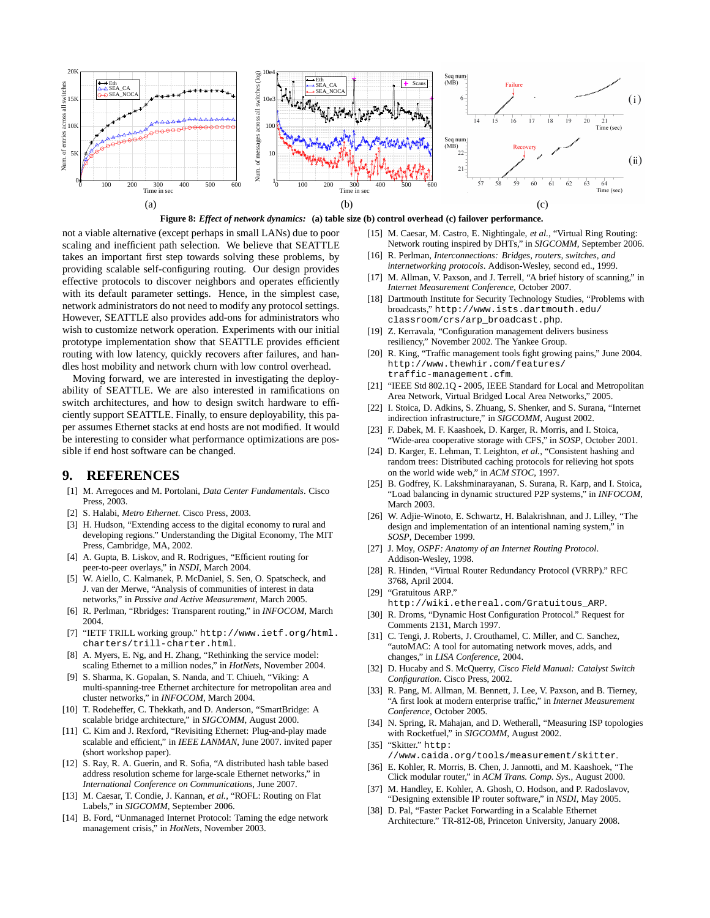20K
15K
10K
5K
0
Num. of entries across all switches
0 100 200 300 400 500 600
Time in sec
Eth
SEA_CA
SEA_NOCA
(a)

10e4
10e3
100
10
1
Num. of messages across all switches (log)
0 100 200 300 400 500 600
Time in sec
Eth
SEA_CA
SEA_NOCA
Scans
(b)

Seq num (MB)
6
Failure
14 15 16 17 18 19 20 21
Time (sec)
(i)
Seq num (MB)
22
21
Recovery
57 58 59 60 61 62 63 64
Time (sec)
(ii)
(c)

**Figure 8:** *Effect of network dynamics:* **(a) table size (b) control overhead (c) failover performance.**

not a viable alternative (except perhaps in small LANs) due to poor scaling and inefficient path selection. We believe that SEATTLE takes an important first step towards solving these problems, by providing scalable self-configuring routing. Our design provides effective protocols to discover neighbors and operates efficiently with its default parameter settings. Hence, in the simplest case, network administrators do not need to modify any protocol settings. However, SEATTLE also provides add-ons for administrators who wish to customize network operation. Experiments with our initial prototype implementation show that SEATTLE provides efficient routing with low latency, quickly recovers after failures, and handles host mobility and network churn with low control overhead.

Moving forward, we are interested in investigating the deployability of SEATTLE. We are also interested in ramifications on switch architectures, and how to design switch hardware to efficiently support SEATTLE. Finally, to ensure deployability, this paper assumes Ethernet stacks at end hosts are not modified. It would be interesting to consider what performance optimizations are possible if end host software can be changed.

## 9. REFERENCES

[1] M. Arregoces and M. Portolani, *Data Center Fundamentals*. Cisco Press, 2003.

[2] S. Halabi, *Metro Ethernet*. Cisco Press, 2003.

[3] H. Hudson, "Extending access to the digital economy to rural and developing regions." Understanding the Digital Economy, The MIT Press, Cambridge, MA, 2002.

[4] A. Gupta, B. Liskov, and R. Rodrigues, "Efficient routing for peer-to-peer overlays," in *NSDI*, March 2004.

[5] W. Aiello, C. Kalmanek, P. McDaniel, S. Sen, O. Spatscheck, and J. van der Merwe, "Analysis of communities of interest in data networks," in *Passive and Active Measurement*, March 2005.

[6] R. Perlman, "Rbridges: Transparent routing," in *INFOCOM*, March 2004.

[7] "IETF TRILL working group." http://www.ietf.org/html.charters/trill-charter.html.

[8] A. Myers, E. Ng, and H. Zhang, "Rethinking the service model: scaling Ethernet to a million nodes," in *HotNets*, November 2004.

[9] S. Sharma, K. Gopalan, S. Nanda, and T. Chiueh, "Viking: A multi-spanning-tree Ethernet architecture for metropolitan area and cluster networks," in *INFOCOM*, March 2004.

[10] T. Rodeheffer, C. Thekkath, and D. Anderson, "SmartBridge: A scalable bridge architecture," in *SIGCOMM*, August 2000.

[11] C. Kim and J. Rexford, "Revisiting Ethernet: Plug-and-play made scalable and efficient," in *IEEE LANMAN*, June 2007. invited paper (short workshop paper).

[12] S. Ray, R. A. Guerin, and R. Sofia, "A distributed hash table based address resolution scheme for large-scale Ethernet networks," in *International Conference on Communications*, June 2007.

[13] M. Caesar, T. Condie, J. Kannan, *et al.*, "ROFL: Routing on Flat Labels," in *SIGCOMM*, September 2006.

[14] B. Ford, "Unmanaged Internet Protocol: Taming the edge network management crisis," in *HotNets*, November 2003.

[15] M. Caesar, M. Castro, E. Nightingale, *et al.*, "Virtual Ring Routing: Network routing inspired by DHTs," in *SIGCOMM*, September 2006.

[16] R. Perlman, *Interconnections: Bridges, routers, switches, and internetworking protocols*. Addison-Wesley, second ed., 1999.

[17] M. Allman, V. Paxson, and J. Terrell, "A brief history of scanning," in *Internet Measurement Conference*, October 2007.

[18] Dartmouth Institute for Security Technology Studies, "Problems with broadcasts," http://www.ists.dartmouth.edu/classroom/crs/arp_broadcast.php.

[19] Z. Kerravala, "Configuration management delivers business resiliency," November 2002. The Yankee Group.

[20] R. King, "Traffic management tools fight growing pains," June 2004. http://www.thewhir.com/features/traffic-management.cfm.

[21] "IEEE Std 802.1Q - 2005, IEEE Standard for Local and Metropolitan Area Network, Virtual Bridged Local Area Networks," 2005.

[22] I. Stoica, D. Adkins, S. Zhuang, S. Shenker, and S. Surana, "Internet indirection infrastructure," in *SIGCOMM*, August 2002.

[23] F. Dabek, M. F. Kaashoek, D. Karger, R. Morris, and I. Stoica, "Wide-area cooperative storage with CFS," in *SOSP*, October 2001.

[24] D. Karger, E. Lehman, T. Leighton, *et al.*, "Consistent hashing and random trees: Distributed caching protocols for relieving hot spots on the world wide web," in *ACM STOC*, 1997.

[25] B. Godfrey, K. Lakshminarayanan, S. Surana, R. Karp, and I. Stoica, "Load balancing in dynamic structured P2P systems," in *INFOCOM*, March 2003.

[26] W. Adjie-Winoto, E. Schwartz, H. Balakrishnan, and J. Lilley, "The design and implementation of an intentional naming system," in *SOSP*, December 1999.

[27] J. Moy, *OSPF: Anatomy of an Internet Routing Protocol*. Addison-Wesley, 1998.

[28] R. Hinden, "Virtual Router Redundancy Protocol (VRRP)." RFC 3768, April 2004.

[29] "Gratuitous ARP." http://wiki.ethereal.com/Gratuitous_ARP.

[30] R. Droms, "Dynamic Host Configuration Protocol." Request for Comments 2131, March 1997.

[31] C. Tengi, J. Roberts, J. Crouthamel, C. Miller, and C. Sanchez, "autoMAC: A tool for automating network moves, adds, and changes," in *LISA Conference*, 2004.

[32] D. Hucaby and S. McQuerry, *Cisco Field Manual: Catalyst Switch Configuration*. Cisco Press, 2002.

[33] R. Pang, M. Allman, M. Bennett, J. Lee, V. Paxson, and B. Tierney, "A first look at modern enterprise traffic," in *Internet Measurement Conference*, October 2005.

[34] N. Spring, R. Mahajan, and D. Wetherall, "Measuring ISP topologies with Rocketfuel," in *SIGCOMM*, August 2002.

[35] "Skitter." http://www.caida.org/tools/measurement/skitter.

[36] E. Kohler, R. Morris, B. Chen, J. Jannotti, and M. Kaashoek, "The Click modular router," in *ACM Trans. Comp. Sys.*, August 2000.

[37] M. Handley, E. Kohler, A. Ghosh, O. Hodson, and P. Radoslavov, "Designing extensible IP router software," in *NSDI*, May 2005.

[38] D. Pal, "Faster Packet Forwarding in a Scalable Ethernet Architecture." TR-812-08, Princeton University, January 2008.